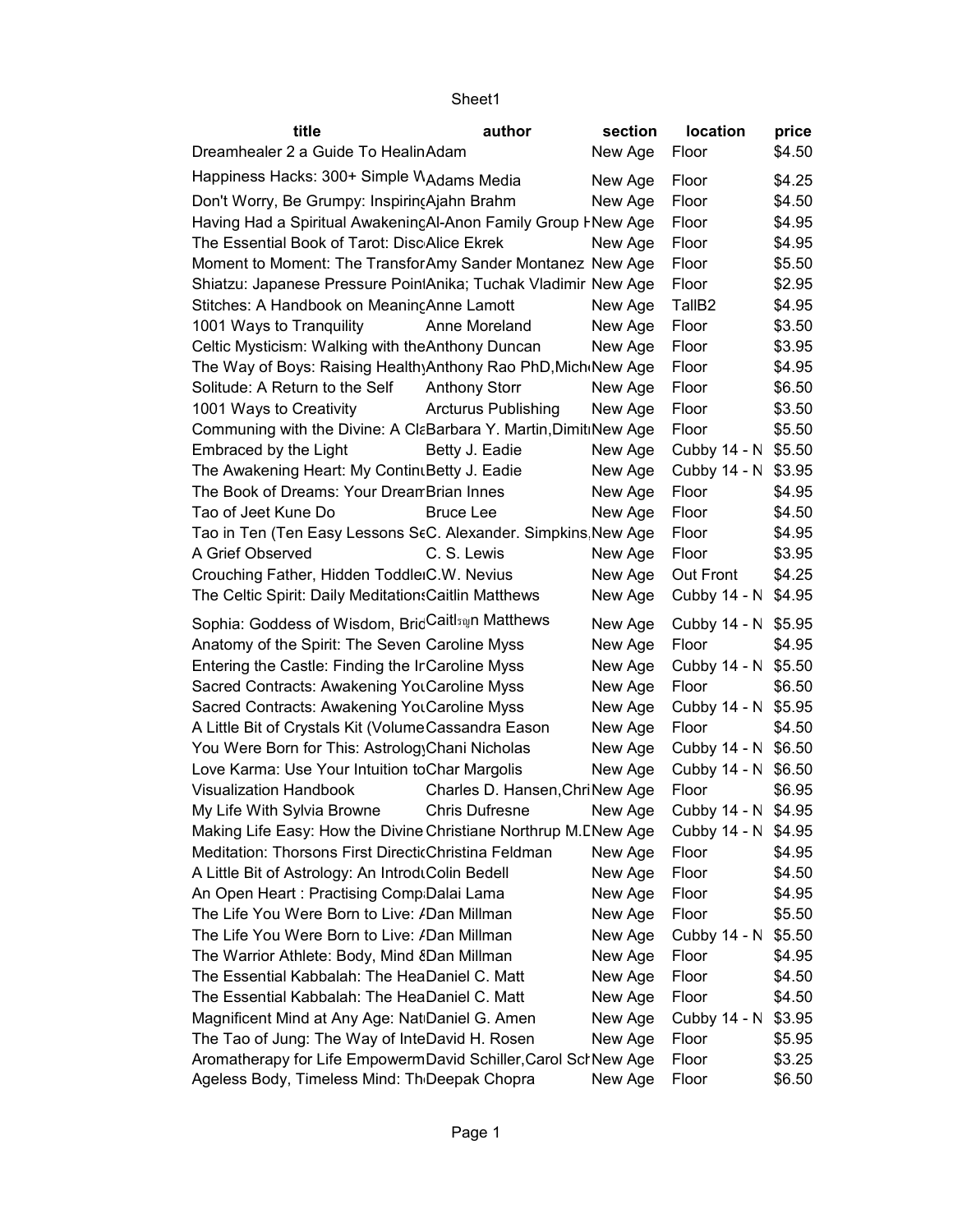# Sheet1

| title | author | section | location | price |
|---|---|---|---|---|
| Dreamhealer 2 a Guide To Healin | Adam | New Age | Floor | $4.50 |
| Happiness Hacks: 300+ Simple W | Adams Media | New Age | Floor | $4.25 |
| Don't Worry, Be Grumpy: Inspiring | Ajahn Brahm | New Age | Floor | $4.50 |
| Having Had a Spiritual Awakening | Al-Anon Family Group H | New Age | Floor | $4.95 |
| The Essential Book of Tarot: Disc | Alice Ekrek | New Age | Floor | $4.95 |
| Moment to Moment: The Transfor | Amy Sander Montanez | New Age | Floor | $5.50 |
| Shiatzu: Japanese Pressure Point | Anika; Tuchak Vladimir | New Age | Floor | $2.95 |
| Stitches: A Handbook on Meaning | Anne Lamott | New Age | TallB2 | $4.95 |
| 1001 Ways to Tranquility | Anne Moreland | New Age | Floor | $3.50 |
| Celtic Mysticism: Walking with the | Anthony Duncan | New Age | Floor | $3.95 |
| The Way of Boys: Raising Healthy | Anthony Rao PhD,Mich | New Age | Floor | $4.95 |
| Solitude: A Return to the Self | Anthony Storr | New Age | Floor | $6.50 |
| 1001 Ways to Creativity | Arcturus Publishing | New Age | Floor | $3.50 |
| Communing with the Divine: A Cla | Barbara Y. Martin,Dimit | New Age | Floor | $5.50 |
| Embraced by the Light | Betty J. Eadie | New Age | Cubby 14 - N | $5.50 |
| The Awakening Heart: My Contin | Betty J. Eadie | New Age | Cubby 14 - N | $3.95 |
| The Book of Dreams: Your Dream | Brian Innes | New Age | Floor | $4.95 |
| Tao of Jeet Kune Do | Bruce Lee | New Age | Floor | $4.50 |
| Tao in Ten (Ten Easy Lessons Se | C. Alexander. Simpkins, | New Age | Floor | $4.95 |
| A Grief Observed | C. S. Lewis | New Age | Floor | $3.95 |
| Crouching Father, Hidden Toddle | C.W. Nevius | New Age | Out Front | $4.25 |
| The Celtic Spirit: Daily Meditations | Caitlin Matthews | New Age | Cubby 14 - N | $4.95 |
| Sophia: Goddess of Wisdom, Brid | Caitlรญn Matthews | New Age | Cubby 14 - N | $5.95 |
| Anatomy of the Spirit: The Seven | Caroline Myss | New Age | Floor | $4.95 |
| Entering the Castle: Finding the Ir | Caroline Myss | New Age | Cubby 14 - N | $5.50 |
| Sacred Contracts: Awakening You | Caroline Myss | New Age | Floor | $6.50 |
| Sacred Contracts: Awakening You | Caroline Myss | New Age | Cubby 14 - N | $5.95 |
| A Little Bit of Crystals Kit (Volume | Cassandra Eason | New Age | Floor | $4.50 |
| You Were Born for This: Astrology | Chani Nicholas | New Age | Cubby 14 - N | $6.50 |
| Love Karma: Use Your Intuition to | Char Margolis | New Age | Cubby 14 - N | $6.50 |
| Visualization Handbook | Charles D. Hansen,Chri | New Age | Floor | $6.95 |
| My Life With Sylvia Browne | Chris Dufresne | New Age | Cubby 14 - N | $4.95 |
| Making Life Easy: How the Divine | Christiane Northrup M.D | New Age | Cubby 14 - N | $4.95 |
| Meditation: Thorsons First Directio | Christina Feldman | New Age | Floor | $4.95 |
| A Little Bit of Astrology: An Introdu | Colin Bedell | New Age | Floor | $4.50 |
| An Open Heart : Practising Comp | Dalai Lama | New Age | Floor | $4.95 |
| The Life You Were Born to Live: A | Dan Millman | New Age | Floor | $5.50 |
| The Life You Were Born to Live: A | Dan Millman | New Age | Cubby 14 - N | $5.50 |
| The Warrior Athlete: Body, Mind & | Dan Millman | New Age | Floor | $4.95 |
| The Essential Kabbalah: The Hea | Daniel C. Matt | New Age | Floor | $4.50 |
| The Essential Kabbalah: The Hea | Daniel C. Matt | New Age | Floor | $4.50 |
| Magnificent Mind at Any Age: Nat | Daniel G. Amen | New Age | Cubby 14 - N | $3.95 |
| The Tao of Jung: The Way of Inte | David H. Rosen | New Age | Floor | $5.95 |
| Aromatherapy for Life Empowerm | David Schiller,Carol Sch | New Age | Floor | $3.25 |
| Ageless Body, Timeless Mind: Th | Deepak Chopra | New Age | Floor | $6.50 |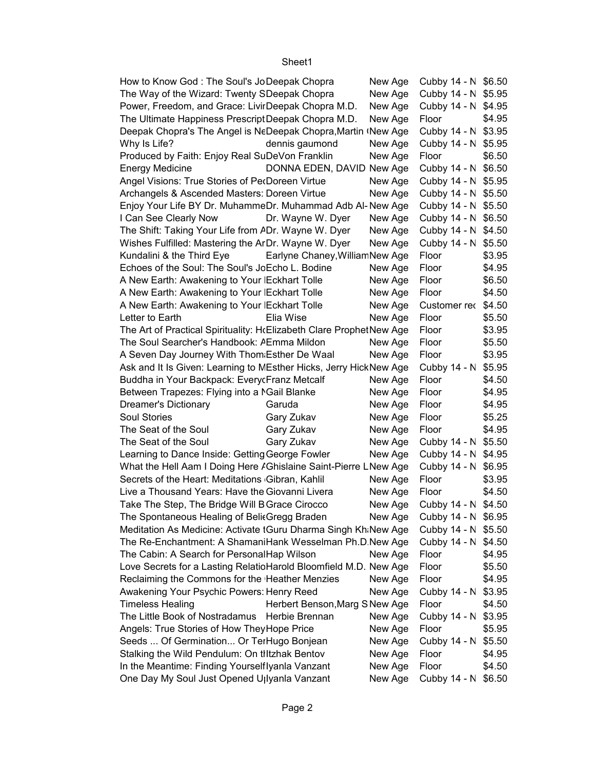| | | | | |
|---|---|---|---|---|
| How to Know God : The Soul's Jo | Deepak Chopra | New Age | Cubby 14 - N | $6.50 |
| The Way of the Wizard: Twenty S | Deepak Chopra | New Age | Cubby 14 - N | $5.95 |
| Power, Freedom, and Grace: Livir | Deepak Chopra M.D. | New Age | Cubby 14 - N | $4.95 |
| The Ultimate Happiness Prescript | Deepak Chopra M.D. | New Age | Floor | $4.95 |
| Deepak Chopra's The Angel is Ne | Deepak Chopra,Martin ( | New Age | Cubby 14 - N | $3.95 |
| Why Is Life? | dennis gaumond | New Age | Cubby 14 - N | $5.95 |
| Produced by Faith: Enjoy Real Su | DeVon Franklin | New Age | Floor | $6.50 |
| Energy Medicine | DONNA EDEN, DAVID | New Age | Cubby 14 - N | $6.50 |
| Angel Visions: True Stories of Pe | Doreen Virtue | New Age | Cubby 14 - N | $5.95 |
| Archangels & Ascended Masters: | Doreen Virtue | New Age | Cubby 14 - N | $5.50 |
| Enjoy Your Life BY Dr. Muhamme | Dr. Muhammad Adb Al- | New Age | Cubby 14 - N | $5.50 |
| I Can See Clearly Now | Dr. Wayne W. Dyer | New Age | Cubby 14 - N | $6.50 |
| The Shift: Taking Your Life from A | Dr. Wayne W. Dyer | New Age | Cubby 14 - N | $4.50 |
| Wishes Fulfilled: Mastering the Ar | Dr. Wayne W. Dyer | New Age | Cubby 14 - N | $5.50 |
| Kundalini & the Third Eye | Earlyne Chaney,William | New Age | Floor | $3.95 |
| Echoes of the Soul: The Soul's Jo | Echo L. Bodine | New Age | Floor | $4.95 |
| A New Earth: Awakening to Your I | Eckhart Tolle | New Age | Floor | $6.50 |
| A New Earth: Awakening to Your I | Eckhart Tolle | New Age | Floor | $4.50 |
| A New Earth: Awakening to Your I | Eckhart Tolle | New Age | Customer rec | $4.50 |
| Letter to Earth | Elia Wise | New Age | Floor | $5.50 |
| The Art of Practical Spirituality: H | Elizabeth Clare Prophet | New Age | Floor | $3.95 |
| The Soul Searcher's Handbook: A | Emma Mildon | New Age | Floor | $5.50 |
| A Seven Day Journey With Thom | Esther De Waal | New Age | Floor | $3.95 |
| Ask and It Is Given: Learning to M | Esther Hicks, Jerry Hick | New Age | Cubby 14 - N | $5.95 |
| Buddha in Your Backpack: Everyc | Franz Metcalf | New Age | Floor | $4.50 |
| Between Trapezes: Flying into a N | Gail Blanke | New Age | Floor | $4.95 |
| Dreamer's Dictionary | Garuda | New Age | Floor | $4.95 |
| Soul Stories | Gary Zukav | New Age | Floor | $5.25 |
| The Seat of the Soul | Gary Zukav | New Age | Floor | $4.95 |
| The Seat of the Soul | Gary Zukav | New Age | Cubby 14 - N | $5.50 |
| Learning to Dance Inside: Getting | George Fowler | New Age | Cubby 14 - N | $4.95 |
| What the Hell Aam I Doing Here A | Ghislaine Saint-Pierre L | New Age | Cubby 14 - N | $6.95 |
| Secrets of the Heart: Meditations | Gibran, Kahlil | New Age | Floor | $3.95 |
| Live a Thousand Years: Have the | Giovanni Livera | New Age | Floor | $4.50 |
| Take The Step, The Bridge Will B | Grace Cirocco | New Age | Cubby 14 - N | $4.50 |
| The Spontaneous Healing of Belie | Gregg Braden | New Age | Cubby 14 - N | $6.95 |
| Meditation As Medicine: Activate t | Guru Dharma Singh Kh | New Age | Cubby 14 - N | $5.50 |
| The Re-Enchantment: A Shamani | Hank Wesselman Ph.D. | New Age | Cubby 14 - N | $4.50 |
| The Cabin: A Search for Personal | Hap Wilson | New Age | Floor | $4.95 |
| Love Secrets for a Lasting Relatio | Harold Bloomfield M.D. | New Age | Floor | $5.50 |
| Reclaiming the Commons for the | Heather Menzies | New Age | Floor | $4.95 |
| Awakening Your Psychic Powers: | Henry Reed | New Age | Cubby 14 - N | $3.95 |
| Timeless Healing | Herbert Benson,Marg S | New Age | Floor | $4.50 |
| The Little Book of Nostradamus | Herbie Brennan | New Age | Cubby 14 - N | $3.95 |
| Angels: True Stories of How They | Hope Price | New Age | Floor | $5.95 |
| Seeds ... Of Germination... Or Ter | Hugo Bonjean | New Age | Cubby 14 - N | $5.50 |
| Stalking the Wild Pendulum: On th | Itzhak Bentov | New Age | Floor | $4.95 |
| In the Meantime: Finding Yourself | Iyanla Vanzant | New Age | Floor | $4.50 |
| One Day My Soul Just Opened U | Iyanla Vanzant | New Age | Cubby 14 - N | $6.50 |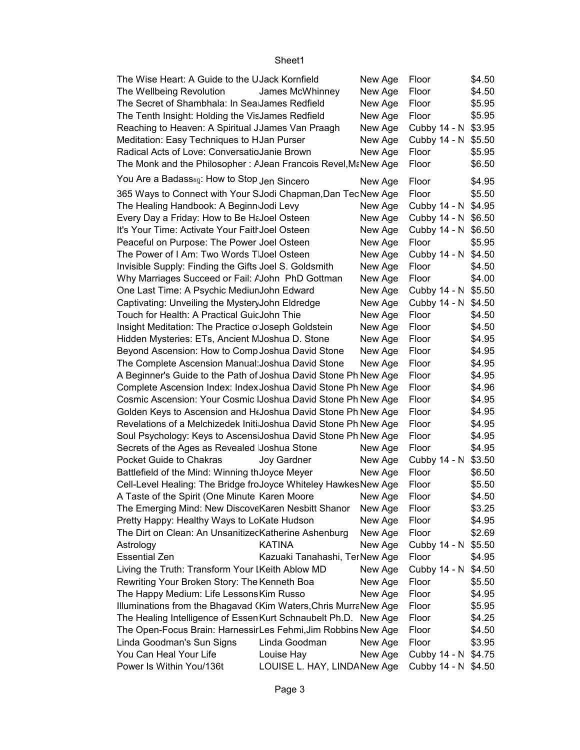Sheet1

| | | | | |
|---|---|---|---|---|
| The Wise Heart: A Guide to the U | Jack Kornfield | New Age | Floor | $4.50 |
| The Wellbeing Revolution | James McWhinney | New Age | Floor | $4.50 |
| The Secret of Shambhala: In Sea | James Redfield | New Age | Floor | $5.95 |
| The Tenth Insight: Holding the Vis | James Redfield | New Age | Floor | $5.95 |
| Reaching to Heaven: A Spiritual J | James Van Praagh | New Age | Cubby 14 - N | $3.95 |
| Meditation: Easy Techniques to H | Jan Purser | New Age | Cubby 14 - N | $5.50 |
| Radical Acts of Love: Conversatio | Janie Brown | New Age | Floor | $5.95 |
| The Monk and the Philosopher : A | Jean Francois Revel,Ma | New Age | Floor | $6.50 |
| You Are a Badass®: How to Stop | Jen Sincero | New Age | Floor | $4.95 |
| 365 Ways to Connect with Your S | Jodi Chapman,Dan Tec | New Age | Floor | $5.50 |
| The Healing Handbook: A Beginn | Jodi Levy | New Age | Cubby 14 - N | $4.95 |
| Every Day a Friday: How to Be Ha | Joel Osteen | New Age | Cubby 14 - N | $6.50 |
| It's Your Time: Activate Your Faith | Joel Osteen | New Age | Cubby 14 - N | $6.50 |
| Peaceful on Purpose: The Power | Joel Osteen | New Age | Floor | $5.95 |
| The Power of I Am: Two Words T | Joel Osteen | New Age | Cubby 14 - N | $4.50 |
| Invisible Supply: Finding the Gifts | Joel S. Goldsmith | New Age | Floor | $4.50 |
| Why Marriages Succeed or Fail: A | John PhD Gottman | New Age | Floor | $4.00 |
| One Last Time: A Psychic Mediun | John Edward | New Age | Cubby 14 - N | $5.50 |
| Captivating: Unveiling the Mystery | John Eldredge | New Age | Cubby 14 - N | $4.50 |
| Touch for Health: A Practical Guid | John Thie | New Age | Floor | $4.50 |
| Insight Meditation: The Practice o | Joseph Goldstein | New Age | Floor | $4.50 |
| Hidden Mysteries: ETs, Ancient M | Joshua D. Stone | New Age | Floor | $4.95 |
| Beyond Ascension: How to Comp | Joshua David Stone | New Age | Floor | $4.95 |
| The Complete Ascension Manual: | Joshua David Stone | New Age | Floor | $4.95 |
| A Beginner's Guide to the Path of | Joshua David Stone Ph | New Age | Floor | $4.95 |
| Complete Ascension Index: Index | Joshua David Stone Ph | New Age | Floor | $4.96 |
| Cosmic Ascension: Your Cosmic I | Joshua David Stone Ph | New Age | Floor | $4.95 |
| Golden Keys to Ascension and He | Joshua David Stone Ph | New Age | Floor | $4.95 |
| Revelations of a Melchizedek Initi | Joshua David Stone Ph | New Age | Floor | $4.95 |
| Soul Psychology: Keys to Ascensi | Joshua David Stone Ph | New Age | Floor | $4.95 |
| Secrets of the Ages as Revealed | Joshua Stone | New Age | Floor | $4.95 |
| Pocket Guide to Chakras | Joy Gardner | New Age | Cubby 14 - N | $3.50 |
| Battlefield of the Mind: Winning th | Joyce Meyer | New Age | Floor | $6.50 |
| Cell-Level Healing: The Bridge fro | Joyce Whiteley Hawkes | New Age | Floor | $5.50 |
| A Taste of the Spirit (One Minute | Karen Moore | New Age | Floor | $4.50 |
| The Emerging Mind: New Discove | Karen Nesbitt Shanor | New Age | Floor | $3.25 |
| Pretty Happy: Healthy Ways to Lo | Kate Hudson | New Age | Floor | $4.95 |
| The Dirt on Clean: An Unsanitized | Katherine Ashenburg | New Age | Floor | $2.69 |
| Astrology | KATINA | New Age | Cubby 14 - N | $5.50 |
| Essential Zen | Kazuaki Tanahashi, Ter | New Age | Floor | $4.95 |
| Living the Truth: Transform Your L | Keith Ablow MD | New Age | Cubby 14 - N | $4.50 |
| Rewriting Your Broken Story: The | Kenneth Boa | New Age | Floor | $5.50 |
| The Happy Medium: Life Lessons | Kim Russo | New Age | Floor | $4.95 |
| Illuminations from the Bhagavad ( | Kim Waters,Chris Murra | New Age | Floor | $5.95 |
| The Healing Intelligence of Essen | Kurt Schnaubelt Ph.D. | New Age | Floor | $4.25 |
| The Open-Focus Brain: Harnessir | Les Fehmi,Jim Robbins | New Age | Floor | $4.50 |
| Linda Goodman's Sun Signs | Linda Goodman | New Age | Floor | $3.95 |
| You Can Heal Your Life | Louise Hay | New Age | Cubby 14 - N | $4.75 |
| Power Is Within You/136t | LOUISE L. HAY, LINDA | New Age | Cubby 14 - N | $4.50 |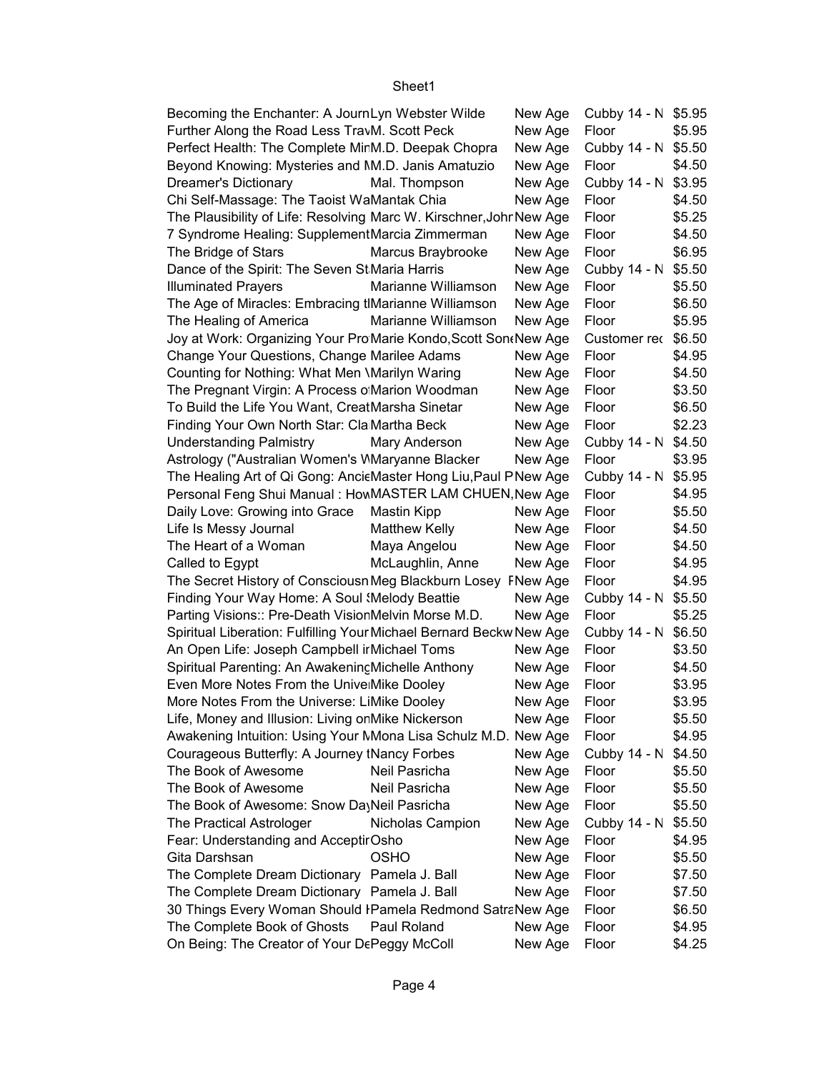| | | | | |
|---|---|---|---|---|
| Becoming the Enchanter: A Journ | Lyn Webster Wilde | New Age | Cubby 14 - N | $5.95 |
| Further Along the Road Less Trav | M. Scott Peck | New Age | Floor | $5.95 |
| Perfect Health: The Complete Mir | M.D. Deepak Chopra | New Age | Cubby 14 - N | $5.50 |
| Beyond Knowing: Mysteries and M | M.D. Janis Amatuzio | New Age | Floor | $4.50 |
| Dreamer's Dictionary | Mal. Thompson | New Age | Cubby 14 - N | $3.95 |
| Chi Self-Massage: The Taoist Wa | Mantak Chia | New Age | Floor | $4.50 |
| The Plausibility of Life: Resolving | Marc W. Kirschner,Johr | New Age | Floor | $5.25 |
| 7 Syndrome Healing: Supplement | Marcia Zimmerman | New Age | Floor | $4.50 |
| The Bridge of Stars | Marcus Braybrooke | New Age | Floor | $6.95 |
| Dance of the Spirit: The Seven St | Maria Harris | New Age | Cubby 14 - N | $5.50 |
| Illuminated Prayers | Marianne Williamson | New Age | Floor | $5.50 |
| The Age of Miracles: Embracing tl | Marianne Williamson | New Age | Floor | $6.50 |
| The Healing of America | Marianne Williamson | New Age | Floor | $5.95 |
| Joy at Work: Organizing Your Pro | Marie Kondo,Scott Son | New Age | Customer rec | $6.50 |
| Change Your Questions, Change | Marilee Adams | New Age | Floor | $4.95 |
| Counting for Nothing: What Men \ | Marilyn Waring | New Age | Floor | $4.50 |
| The Pregnant Virgin: A Process o | Marion Woodman | New Age | Floor | $3.50 |
| To Build the Life You Want, Creat | Marsha Sinetar | New Age | Floor | $6.50 |
| Finding Your Own North Star: Cla | Martha Beck | New Age | Floor | $2.23 |
| Understanding Palmistry | Mary Anderson | New Age | Cubby 14 - N | $4.50 |
| Astrology ("Australian Women's W | Maryanne Blacker | New Age | Floor | $3.95 |
| The Healing Art of Qi Gong: Ancie | Master Hong Liu,Paul P | New Age | Cubby 14 - N | $5.95 |
| Personal Feng Shui Manual : How | MASTER LAM CHUEN, | New Age | Floor | $4.95 |
| Daily Love: Growing into Grace | Mastin Kipp | New Age | Floor | $5.50 |
| Life Is Messy Journal | Matthew Kelly | New Age | Floor | $4.50 |
| The Heart of a Woman | Maya Angelou | New Age | Floor | $4.50 |
| Called to Egypt | McLaughlin, Anne | New Age | Floor | $4.95 |
| The Secret History of Consciousn | Meg Blackburn Losey F | New Age | Floor | $4.95 |
| Finding Your Way Home: A Soul S | Melody Beattie | New Age | Cubby 14 - N | $5.50 |
| Parting Visions:: Pre-Death Vision | Melvin Morse M.D. | New Age | Floor | $5.25 |
| Spiritual Liberation: Fulfilling Your | Michael Bernard Beckw | New Age | Cubby 14 - N | $6.50 |
| An Open Life: Joseph Campbell ir | Michael Toms | New Age | Floor | $3.50 |
| Spiritual Parenting: An Awakening | Michelle Anthony | New Age | Floor | $4.50 |
| Even More Notes From the Unive | Mike Dooley | New Age | Floor | $3.95 |
| More Notes From the Universe: Li | Mike Dooley | New Age | Floor | $3.95 |
| Life, Money and Illusion: Living on | Mike Nickerson | New Age | Floor | $5.50 |
| Awakening Intuition: Using Your M | Mona Lisa Schulz M.D. | New Age | Floor | $4.95 |
| Courageous Butterfly: A Journey t | Nancy Forbes | New Age | Cubby 14 - N | $4.50 |
| The Book of Awesome | Neil Pasricha | New Age | Floor | $5.50 |
| The Book of Awesome | Neil Pasricha | New Age | Floor | $5.50 |
| The Book of Awesome: Snow Day | Neil Pasricha | New Age | Floor | $5.50 |
| The Practical Astrologer | Nicholas Campion | New Age | Cubby 14 - N | $5.50 |
| Fear: Understanding and Acceptir | Osho | New Age | Floor | $4.95 |
| Gita Darshsan | OSHO | New Age | Floor | $5.50 |
| The Complete Dream Dictionary | Pamela J. Ball | New Age | Floor | $7.50 |
| The Complete Dream Dictionary | Pamela J. Ball | New Age | Floor | $7.50 |
| 30 Things Every Woman Should H | Pamela Redmond Satra | New Age | Floor | $6.50 |
| The Complete Book of Ghosts | Paul Roland | New Age | Floor | $4.95 |
| On Being: The Creator of Your De | Peggy McColl | New Age | Floor | $4.25 |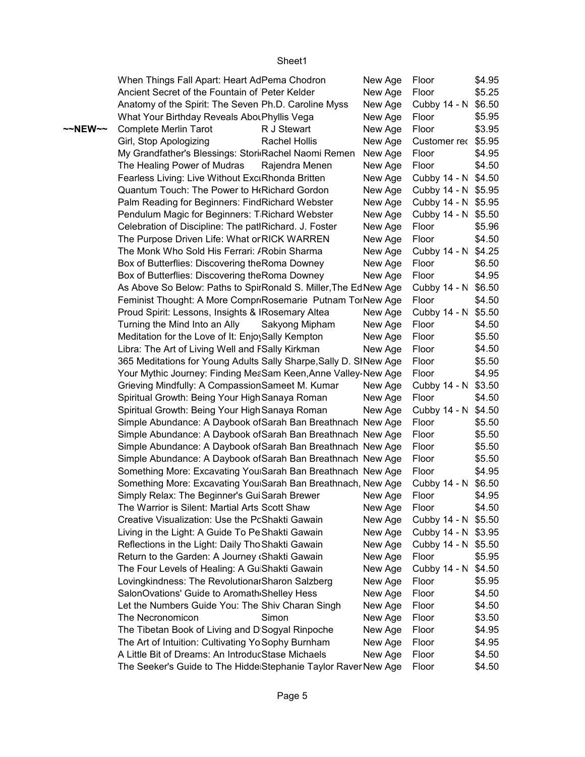| | | | | | |
|---|---|---|---|---|---|
| | When Things Fall Apart: Heart Ad | Pema Chodron | New Age | Floor | $4.95 |
| | Ancient Secret of the Fountain of | Peter Kelder | New Age | Floor | $5.25 |
| | Anatomy of the Spirit: The Seven | Ph.D. Caroline Myss | New Age | Cubby 14 - N | $6.50 |
| | What Your Birthday Reveals Abou | Phyllis Vega | New Age | Floor | $5.95 |
| ~~NEW~~ | Complete Merlin Tarot | R J Stewart | New Age | Floor | $3.95 |
| | Girl, Stop Apologizing | Rachel Hollis | New Age | Customer rec | $5.95 |
| | My Grandfather's Blessings: Stori | Rachel Naomi Remen | New Age | Floor | $4.95 |
| | The Healing Power of Mudras | Rajendra Menen | New Age | Floor | $4.50 |
| | Fearless Living: Live Without Exc | Rhonda Britten | New Age | Cubby 14 - N | $4.50 |
| | Quantum Touch: The Power to He | Richard Gordon | New Age | Cubby 14 - N | $5.95 |
| | Palm Reading for Beginners: Find | Richard Webster | New Age | Cubby 14 - N | $5.95 |
| | Pendulum Magic for Beginners: T | Richard Webster | New Age | Cubby 14 - N | $5.50 |
| | Celebration of Discipline: The pat | Richard. J. Foster | New Age | Floor | $5.96 |
| | The Purpose Driven Life: What on | RICK WARREN | New Age | Floor | $4.50 |
| | The Monk Who Sold His Ferrari: / | Robin Sharma | New Age | Cubby 14 - N | $4.25 |
| | Box of Butterflies: Discovering the | Roma Downey | New Age | Floor | $6.50 |
| | Box of Butterflies: Discovering the | Roma Downey | New Age | Floor | $4.95 |
| | As Above So Below: Paths to Spir | Ronald S. Miller,The Ed | New Age | Cubby 14 - N | $6.50 |
| | Feminist Thought: A More Compr | Rosemarie Putnam Tor | New Age | Floor | $4.50 |
| | Proud Spirit: Lessons, Insights & I | Rosemary Altea | New Age | Cubby 14 - N | $5.50 |
| | Turning the Mind Into an Ally | Sakyong Mipham | New Age | Floor | $4.50 |
| | Meditation for the Love of It: Enjoy | Sally Kempton | New Age | Floor | $5.50 |
| | Libra: The Art of Living Well and F | Sally Kirkman | New Age | Floor | $4.50 |
| | 365 Meditations for Young Adults | Sally Sharpe,Sally D. S | New Age | Floor | $5.50 |
| | Your Mythic Journey: Finding Mea | Sam Keen,Anne Valley- | New Age | Floor | $4.95 |
| | Grieving Mindfully: A Compassion | Sameet M. Kumar | New Age | Cubby 14 - N | $3.50 |
| | Spiritual Growth: Being Your High | Sanaya Roman | New Age | Floor | $4.50 |
| | Spiritual Growth: Being Your High | Sanaya Roman | New Age | Cubby 14 - N | $4.50 |
| | Simple Abundance: A Daybook of | Sarah Ban Breathnach | New Age | Floor | $5.50 |
| | Simple Abundance: A Daybook of | Sarah Ban Breathnach | New Age | Floor | $5.50 |
| | Simple Abundance: A Daybook of | Sarah Ban Breathnach | New Age | Floor | $5.50 |
| | Simple Abundance: A Daybook of | Sarah Ban Breathnach | New Age | Floor | $5.50 |
| | Something More: Excavating You | Sarah Ban Breathnach | New Age | Floor | $4.95 |
| | Something More: Excavating You | Sarah Ban Breathnach, | New Age | Cubby 14 - N | $6.50 |
| | Simply Relax: The Beginner's Gui | Sarah Brewer | New Age | Floor | $4.95 |
| | The Warrior is Silent: Martial Arts | Scott Shaw | New Age | Floor | $4.50 |
| | Creative Visualization: Use the Po | Shakti Gawain | New Age | Cubby 14 - N | $5.50 |
| | Living in the Light: A Guide To Pe | Shakti Gawain | New Age | Cubby 14 - N | $3.95 |
| | Reflections in the Light: Daily Tho | Shakti Gawain | New Age | Cubby 14 - N | $5.50 |
| | Return to the Garden: A Journey ( | Shakti Gawain | New Age | Floor | $5.95 |
| | The Four Levels of Healing: A Gu | Shakti Gawain | New Age | Cubby 14 - N | $4.50 |
| | Lovingkindness: The Revolutionar | Sharon Salzberg | New Age | Floor | $5.95 |
| | SalonOvations' Guide to Aromath | Shelley Hess | New Age | Floor | $4.50 |
| | Let the Numbers Guide You: The | Shiv Charan Singh | New Age | Floor | $4.50 |
| | The Necronomicon | Simon | New Age | Floor | $3.50 |
| | The Tibetan Book of Living and D | Sogyal Rinpoche | New Age | Floor | $4.95 |
| | The Art of Intuition: Cultivating Yo | Sophy Burnham | New Age | Floor | $4.95 |
| | A Little Bit of Dreams: An Introduc | Stase Michaels | New Age | Floor | $4.50 |
| | The Seeker's Guide to The Hidde | Stephanie Taylor Raver | New Age | Floor | $4.50 |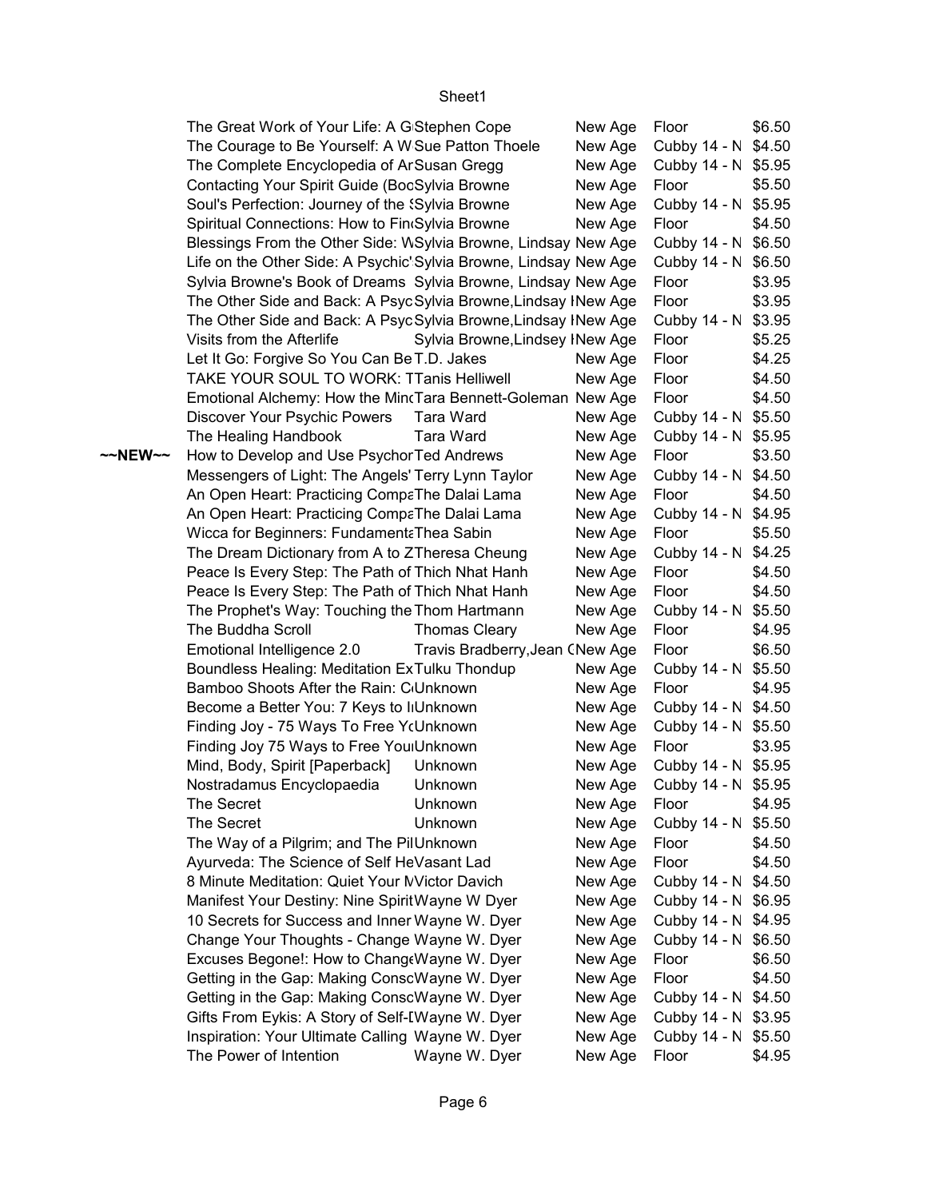| | | | | | |
|---|---|---|---|---|---|
| | The Great Work of Your Life: A G | Stephen Cope | New Age | Floor | $6.50 |
| | The Courage to Be Yourself: A W | Sue Patton Thoele | New Age | Cubby 14 - N | $4.50 |
| | The Complete Encyclopedia of Ar | Susan Gregg | New Age | Cubby 14 - N | $5.95 |
| | Contacting Your Spirit Guide (Boo | Sylvia Browne | New Age | Floor | $5.50 |
| | Soul's Perfection: Journey of the S | Sylvia Browne | New Age | Cubby 14 - N | $5.95 |
| | Spiritual Connections: How to Fin | Sylvia Browne | New Age | Floor | $4.50 |
| | Blessings From the Other Side: W | Sylvia Browne, Lindsay | New Age | Cubby 14 - N | $6.50 |
| | Life on the Other Side: A Psychic' | Sylvia Browne, Lindsay | New Age | Cubby 14 - N | $6.50 |
| | Sylvia Browne's Book of Dreams | Sylvia Browne, Lindsay | New Age | Floor | $3.95 |
| | The Other Side and Back: A Psyc | Sylvia Browne,Lindsay I | New Age | Floor | $3.95 |
| | The Other Side and Back: A Psyc | Sylvia Browne,Lindsay I | New Age | Cubby 14 - N | $3.95 |
| | Visits from the Afterlife | Sylvia Browne,Lindsey I | New Age | Floor | $5.25 |
| | Let It Go: Forgive So You Can Be | T.D. Jakes | New Age | Floor | $4.25 |
| | TAKE YOUR SOUL TO WORK: T | Tanis Helliwell | New Age | Floor | $4.50 |
| | Emotional Alchemy: How the Min | Tara Bennett-Goleman | New Age | Floor | $4.50 |
| | Discover Your Psychic Powers | Tara Ward | New Age | Cubby 14 - N | $5.50 |
| | The Healing Handbook | Tara Ward | New Age | Cubby 14 - N | $5.95 |
| ~~NEW~~ | How to Develop and Use Psychor | Ted Andrews | New Age | Floor | $3.50 |
| | Messengers of Light: The Angels' | Terry Lynn Taylor | New Age | Cubby 14 - N | $4.50 |
| | An Open Heart: Practicing Compa | The Dalai Lama | New Age | Floor | $4.50 |
| | An Open Heart: Practicing Compa | The Dalai Lama | New Age | Cubby 14 - N | $4.95 |
| | Wicca for Beginners: Fundamenta | Thea Sabin | New Age | Floor | $5.50 |
| | The Dream Dictionary from A to Z | Theresa Cheung | New Age | Cubby 14 - N | $4.25 |
| | Peace Is Every Step: The Path of | Thich Nhat Hanh | New Age | Floor | $4.50 |
| | Peace Is Every Step: The Path of | Thich Nhat Hanh | New Age | Floor | $4.50 |
| | The Prophet's Way: Touching the | Thom Hartmann | New Age | Cubby 14 - N | $5.50 |
| | The Buddha Scroll | Thomas Cleary | New Age | Floor | $4.95 |
| | Emotional Intelligence 2.0 | Travis Bradberry,Jean ( | New Age | Floor | $6.50 |
| | Boundless Healing: Meditation Ex | Tulku Thondup | New Age | Cubby 14 - N | $5.50 |
| | Bamboo Shoots After the Rain: C | Unknown | New Age | Floor | $4.95 |
| | Become a Better You: 7 Keys to I | Unknown | New Age | Cubby 14 - N | $4.50 |
| | Finding Joy - 75 Ways To Free Yo | Unknown | New Age | Cubby 14 - N | $5.50 |
| | Finding Joy 75 Ways to Free You | Unknown | New Age | Floor | $3.95 |
| | Mind, Body, Spirit [Paperback] | Unknown | New Age | Cubby 14 - N | $5.95 |
| | Nostradamus Encyclopaedia | Unknown | New Age | Cubby 14 - N | $5.95 |
| | The Secret | Unknown | New Age | Floor | $4.95 |
| | The Secret | Unknown | New Age | Cubby 14 - N | $5.50 |
| | The Way of a Pilgrim; and The Pil | Unknown | New Age | Floor | $4.50 |
| | Ayurveda: The Science of Self He | Vasant Lad | New Age | Floor | $4.50 |
| | 8 Minute Meditation: Quiet Your M | Victor Davich | New Age | Cubby 14 - N | $4.50 |
| | Manifest Your Destiny: Nine Spirit | Wayne W Dyer | New Age | Cubby 14 - N | $6.95 |
| | 10 Secrets for Success and Inner | Wayne W. Dyer | New Age | Cubby 14 - N | $4.95 |
| | Change Your Thoughts - Change | Wayne W. Dyer | New Age | Cubby 14 - N | $6.50 |
| | Excuses Begone!: How to Change | Wayne W. Dyer | New Age | Floor | $6.50 |
| | Getting in the Gap: Making Consc | Wayne W. Dyer | New Age | Floor | $4.50 |
| | Getting in the Gap: Making Consc | Wayne W. Dyer | New Age | Cubby 14 - N | $4.50 |
| | Gifts From Eykis: A Story of Self-[ | Wayne W. Dyer | New Age | Cubby 14 - N | $3.95 |
| | Inspiration: Your Ultimate Calling | Wayne W. Dyer | New Age | Cubby 14 - N | $5.50 |
| | The Power of Intention | Wayne W. Dyer | New Age | Floor | $4.95 |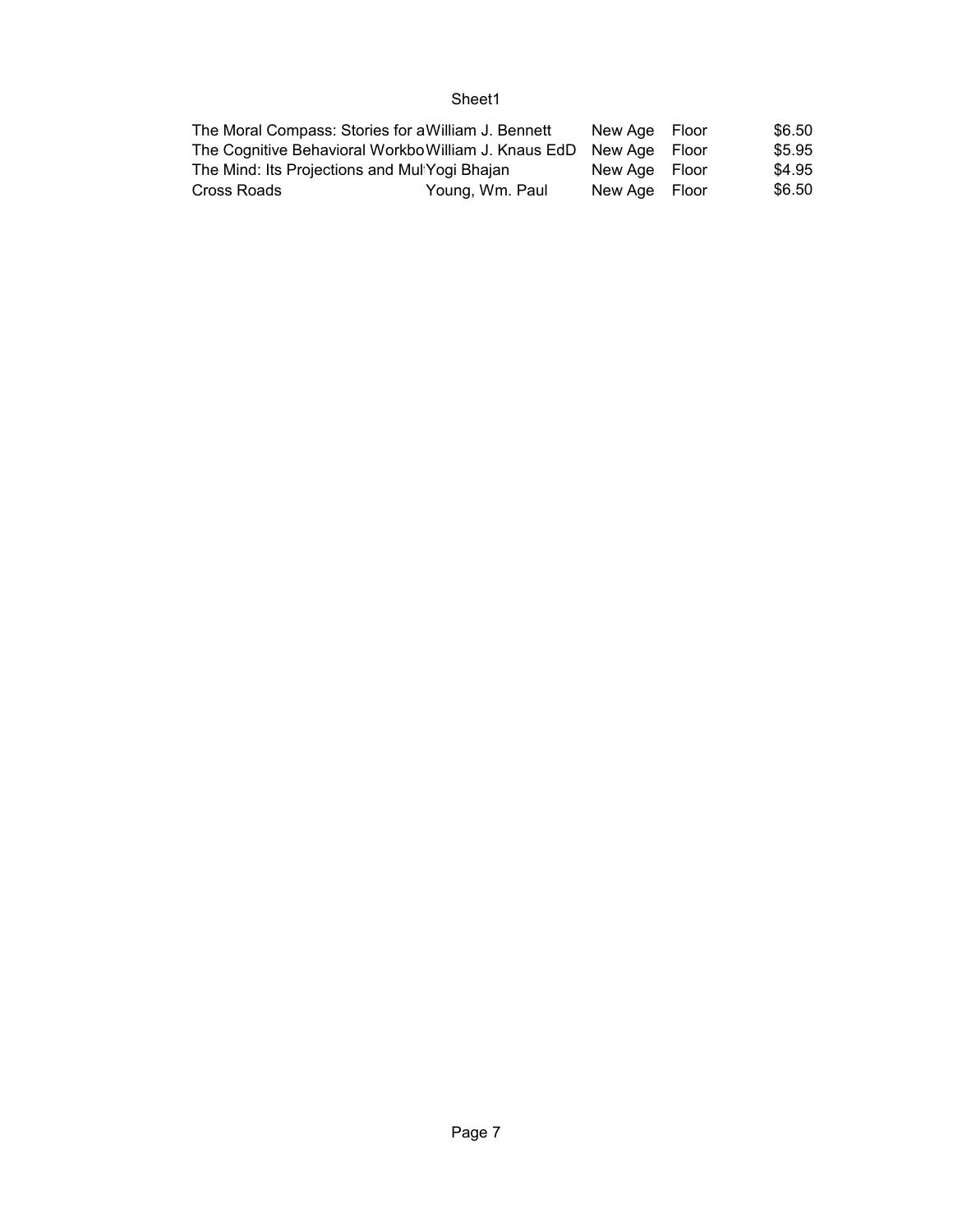| | | | | |
|---|---|---|---|---|
| The Moral Compass: Stories for a | William J. Bennett | New Age | Floor | $6.50 |
| The Cognitive Behavioral Workbo | William J. Knaus EdD | New Age | Floor | $5.95 |
| The Mind: Its Projections and Mul | Yogi Bhajan | New Age | Floor | $4.95 |
| Cross Roads | Young, Wm. Paul | New Age | Floor | $6.50 |